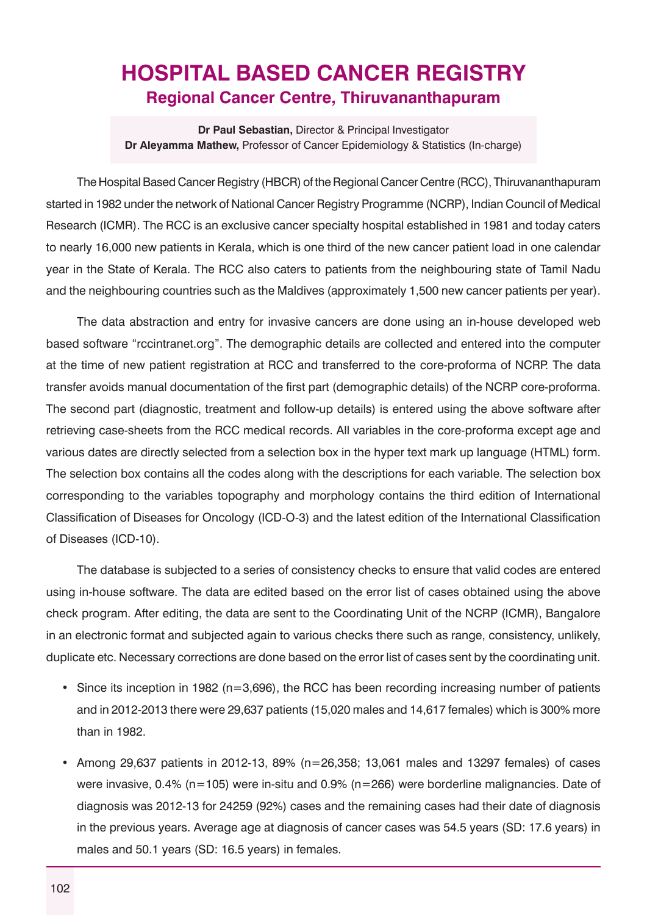# HOSPITAL BASED CANCER REGISTRY

## Regional Cancer Centre, Thiruvananthapuram

**Dr Paul Sebastian,** Director & Principal Investigator
**Dr Aleyamma Mathew,** Professor of Cancer Epidemiology & Statistics (In-charge)

The Hospital Based Cancer Registry (HBCR) of the Regional Cancer Centre (RCC), Thiruvananthapuram started in 1982 under the network of National Cancer Registry Programme (NCRP), Indian Council of Medical Research (ICMR). The RCC is an exclusive cancer specialty hospital established in 1981 and today caters to nearly 16,000 new patients in Kerala, which is one third of the new cancer patient load in one calendar year in the State of Kerala. The RCC also caters to patients from the neighbouring state of Tamil Nadu and the neighbouring countries such as the Maldives (approximately 1,500 new cancer patients per year).

The data abstraction and entry for invasive cancers are done using an in-house developed web based software "rccintranet.org". The demographic details are collected and entered into the computer at the time of new patient registration at RCC and transferred to the core-proforma of NCRP. The data transfer avoids manual documentation of the first part (demographic details) of the NCRP core-proforma. The second part (diagnostic, treatment and follow-up details) is entered using the above software after retrieving case-sheets from the RCC medical records. All variables in the core-proforma except age and various dates are directly selected from a selection box in the hyper text mark up language (HTML) form. The selection box contains all the codes along with the descriptions for each variable. The selection box corresponding to the variables topography and morphology contains the third edition of International Classification of Diseases for Oncology (ICD-O-3) and the latest edition of the International Classification of Diseases (ICD-10).

The database is subjected to a series of consistency checks to ensure that valid codes are entered using in-house software. The data are edited based on the error list of cases obtained using the above check program. After editing, the data are sent to the Coordinating Unit of the NCRP (ICMR), Bangalore in an electronic format and subjected again to various checks there such as range, consistency, unlikely, duplicate etc. Necessary corrections are done based on the error list of cases sent by the coordinating unit.

- Since its inception in 1982 (n=3,696), the RCC has been recording increasing number of patients and in 2012-2013 there were 29,637 patients (15,020 males and 14,617 females) which is 300% more than in 1982.
- Among 29,637 patients in 2012-13, 89% (n=26,358; 13,061 males and 13297 females) of cases were invasive, 0.4% (n=105) were in-situ and 0.9% (n=266) were borderline malignancies. Date of diagnosis was 2012-13 for 24259 (92%) cases and the remaining cases had their date of diagnosis in the previous years. Average age at diagnosis of cancer cases was 54.5 years (SD: 17.6 years) in males and 50.1 years (SD: 16.5 years) in females.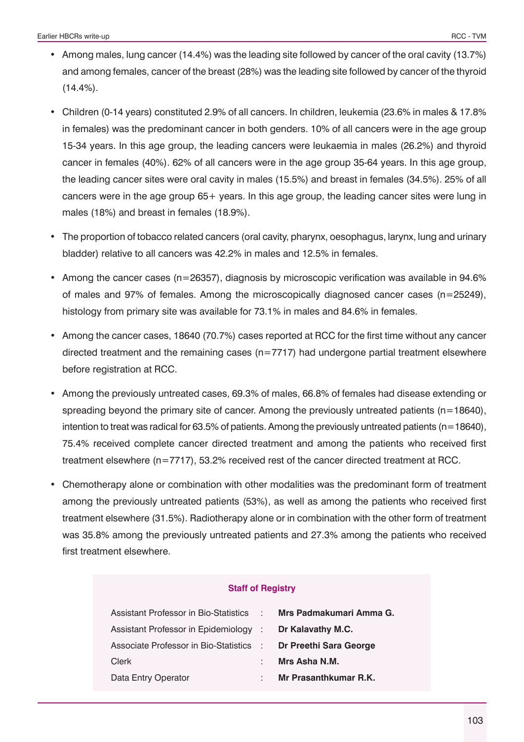- Among males, lung cancer (14.4%) was the leading site followed by cancer of the oral cavity (13.7%) and among females, cancer of the breast (28%) was the leading site followed by cancer of the thyroid (14.4%).
- Children (0-14 years) constituted 2.9% of all cancers. In children, leukemia (23.6% in males & 17.8% in females) was the predominant cancer in both genders. 10% of all cancers were in the age group 15-34 years. In this age group, the leading cancers were leukaemia in males (26.2%) and thyroid cancer in females (40%). 62% of all cancers were in the age group 35-64 years. In this age group, the leading cancer sites were oral cavity in males (15.5%) and breast in females (34.5%). 25% of all cancers were in the age group 65+ years. In this age group, the leading cancer sites were lung in males (18%) and breast in females (18.9%).
- The proportion of tobacco related cancers (oral cavity, pharynx, oesophagus, larynx, lung and urinary bladder) relative to all cancers was 42.2% in males and 12.5% in females.
- Among the cancer cases (n=26357), diagnosis by microscopic verification was available in 94.6% of males and 97% of females. Among the microscopically diagnosed cancer cases (n=25249), histology from primary site was available for 73.1% in males and 84.6% in females.
- Among the cancer cases, 18640 (70.7%) cases reported at RCC for the first time without any cancer directed treatment and the remaining cases (n=7717) had undergone partial treatment elsewhere before registration at RCC.
- Among the previously untreated cases, 69.3% of males, 66.8% of females had disease extending or spreading beyond the primary site of cancer. Among the previously untreated patients (n=18640), intention to treat was radical for 63.5% of patients. Among the previously untreated patients (n=18640), 75.4% received complete cancer directed treatment and among the patients who received first treatment elsewhere (n=7717), 53.2% received rest of the cancer directed treatment at RCC.
- Chemotherapy alone or combination with other modalities was the predominant form of treatment among the previously untreated patients (53%), as well as among the patients who received first treatment elsewhere (31.5%). Radiotherapy alone or in combination with the other form of treatment was 35.8% among the previously untreated patients and 27.3% among the patients who received first treatment elsewhere.

**Staff of Registry**

| | | |
|---|---|---|
| Assistant Professor in Bio-Statistics | : | **Mrs Padmakumari Amma G.** |
| Assistant Professor in Epidemiology | : | **Dr Kalavathy M.C.** |
| Associate Professor in Bio-Statistics | : | **Dr Preethi Sara George** |
| Clerk | : | **Mrs Asha N.M.** |
| Data Entry Operator | : | **Mr Prasanthkumar R.K.** |